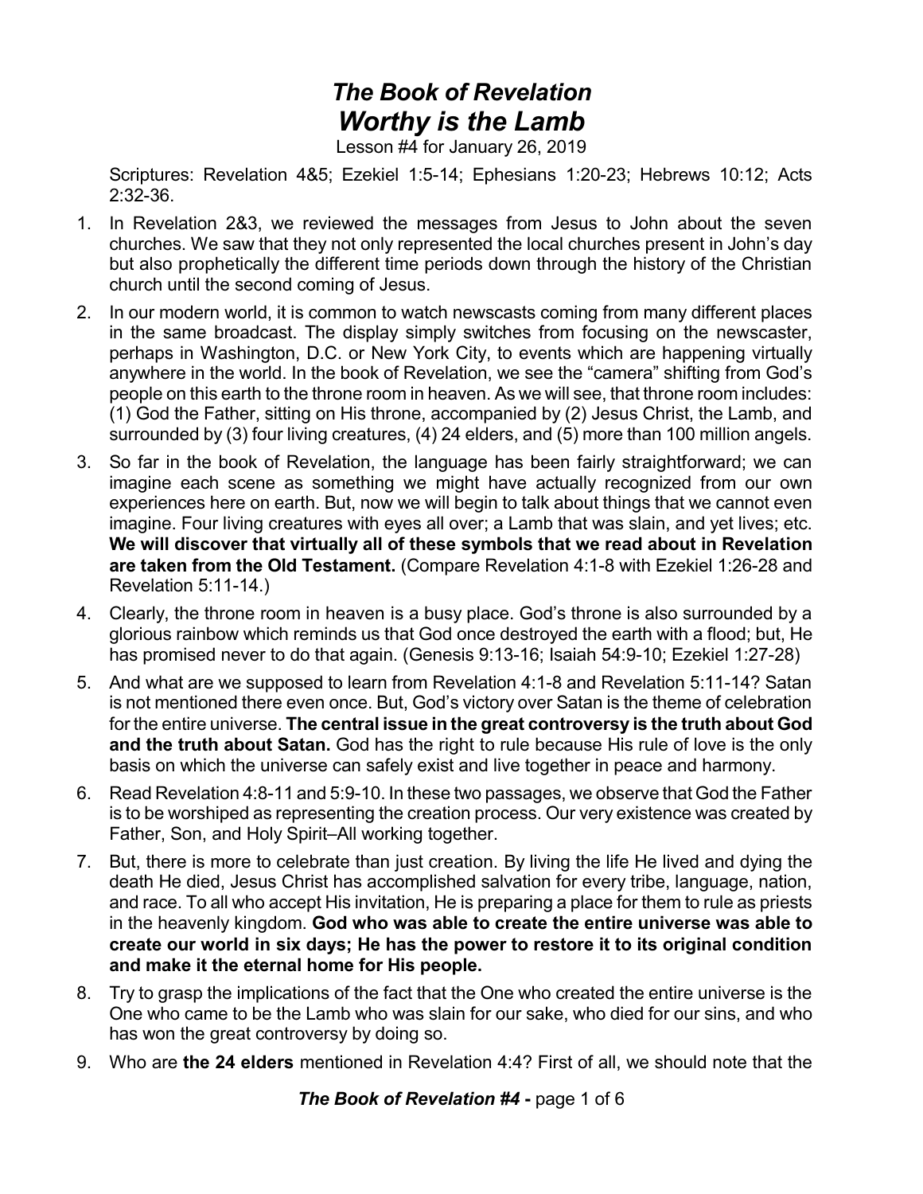# *The Book of Revelation*
# *Worthy is the Lamb*

Lesson #4 for January 26, 2019

Scriptures: Revelation 4&5; Ezekiel 1:5-14; Ephesians 1:20-23; Hebrews 10:12; Acts 2:32-36.

1. In Revelation 2&3, we reviewed the messages from Jesus to John about the seven churches. We saw that they not only represented the local churches present in John's day but also prophetically the different time periods down through the history of the Christian church until the second coming of Jesus.
2. In our modern world, it is common to watch newscasts coming from many different places in the same broadcast. The display simply switches from focusing on the newscaster, perhaps in Washington, D.C. or New York City, to events which are happening virtually anywhere in the world. In the book of Revelation, we see the "camera" shifting from God's people on this earth to the throne room in heaven. As we will see, that throne room includes: (1) God the Father, sitting on His throne, accompanied by (2) Jesus Christ, the Lamb, and surrounded by (3) four living creatures, (4) 24 elders, and (5) more than 100 million angels.
3. So far in the book of Revelation, the language has been fairly straightforward; we can imagine each scene as something we might have actually recognized from our own experiences here on earth. But, now we will begin to talk about things that we cannot even imagine. Four living creatures with eyes all over; a Lamb that was slain, and yet lives; etc. **We will discover that virtually all of these symbols that we read about in Revelation are taken from the Old Testament.** (Compare Revelation 4:1-8 with Ezekiel 1:26-28 and Revelation 5:11-14.)
4. Clearly, the throne room in heaven is a busy place. God's throne is also surrounded by a glorious rainbow which reminds us that God once destroyed the earth with a flood; but, He has promised never to do that again. (Genesis 9:13-16; Isaiah 54:9-10; Ezekiel 1:27-28)
5. And what are we supposed to learn from Revelation 4:1-8 and Revelation 5:11-14? Satan is not mentioned there even once. But, God's victory over Satan is the theme of celebration for the entire universe. **The central issue in the great controversy is the truth about God and the truth about Satan.** God has the right to rule because His rule of love is the only basis on which the universe can safely exist and live together in peace and harmony.
6. Read Revelation 4:8-11 and 5:9-10. In these two passages, we observe that God the Father is to be worshiped as representing the creation process. Our very existence was created by Father, Son, and Holy Spirit–All working together.
7. But, there is more to celebrate than just creation. By living the life He lived and dying the death He died, Jesus Christ has accomplished salvation for every tribe, language, nation, and race. To all who accept His invitation, He is preparing a place for them to rule as priests in the heavenly kingdom. **God who was able to create the entire universe was able to create our world in six days; He has the power to restore it to its original condition and make it the eternal home for His people.**
8. Try to grasp the implications of the fact that the One who created the entire universe is the One who came to be the Lamb who was slain for our sake, who died for our sins, and who has won the great controversy by doing so.
9. Who are **the 24 elders** mentioned in Revelation 4:4? First of all, we should note that the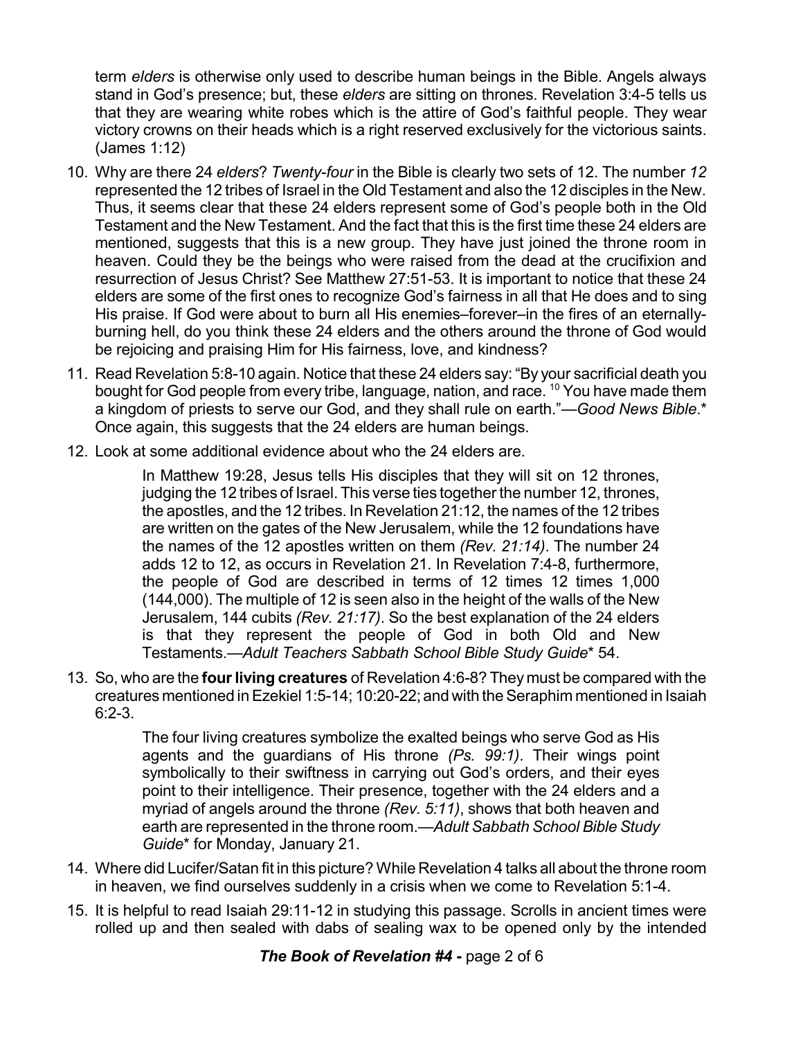term *elders* is otherwise only used to describe human beings in the Bible. Angels always stand in God's presence; but, these *elders* are sitting on thrones. Revelation 3:4-5 tells us that they are wearing white robes which is the attire of God's faithful people. They wear victory crowns on their heads which is a right reserved exclusively for the victorious saints. (James 1:12)

10. Why are there 24 *elders*? *Twenty-four* in the Bible is clearly two sets of 12. The number *12* represented the 12 tribes of Israel in the Old Testament and also the 12 disciples in the New. Thus, it seems clear that these 24 elders represent some of God's people both in the Old Testament and the New Testament. And the fact that this is the first time these 24 elders are mentioned, suggests that this is a new group. They have just joined the throne room in heaven. Could they be the beings who were raised from the dead at the crucifixion and resurrection of Jesus Christ? See Matthew 27:51-53. It is important to notice that these 24 elders are some of the first ones to recognize God's fairness in all that He does and to sing His praise. If God were about to burn all His enemies–forever–in the fires of an eternally-burning hell, do you think these 24 elders and the others around the throne of God would be rejoicing and praising Him for His fairness, love, and kindness?

11. Read Revelation 5:8-10 again. Notice that these 24 elders say: "By your sacrificial death you bought for God people from every tribe, language, nation, and race. [10] You have made them a kingdom of priests to serve our God, and they shall rule on earth."—*Good News Bible*.* Once again, this suggests that the 24 elders are human beings.

12. Look at some additional evidence about who the 24 elders are.

    > In Matthew 19:28, Jesus tells His disciples that they will sit on 12 thrones, judging the 12 tribes of Israel. This verse ties together the number 12, thrones, the apostles, and the 12 tribes. In Revelation 21:12, the names of the 12 tribes are written on the gates of the New Jerusalem, while the 12 foundations have the names of the 12 apostles written on them *(Rev. 21:14)*. The number 24 adds 12 to 12, as occurs in Revelation 21. In Revelation 7:4-8, furthermore, the people of God are described in terms of 12 times 12 times 1,000 (144,000). The multiple of 12 is seen also in the height of the walls of the New Jerusalem, 144 cubits *(Rev. 21:17)*. So the best explanation of the 24 elders is that they represent the people of God in both Old and New Testaments.—*Adult Teachers Sabbath School Bible Study Guide** 54.

13. So, who are the **four living creatures** of Revelation 4:6-8? They must be compared with the creatures mentioned in Ezekiel 1:5-14; 10:20-22; and with the Seraphim mentioned in Isaiah 6:2-3.

    > The four living creatures symbolize the exalted beings who serve God as His agents and the guardians of His throne *(Ps. 99:1)*. Their wings point symbolically to their swiftness in carrying out God's orders, and their eyes point to their intelligence. Their presence, together with the 24 elders and a myriad of angels around the throne *(Rev. 5:11)*, shows that both heaven and earth are represented in the throne room.—*Adult Sabbath School Bible Study Guide** for Monday, January 21.

14. Where did Lucifer/Satan fit in this picture? While Revelation 4 talks all about the throne room in heaven, we find ourselves suddenly in a crisis when we come to Revelation 5:1-4.

15. It is helpful to read Isaiah 29:11-12 in studying this passage. Scrolls in ancient times were rolled up and then sealed with dabs of sealing wax to be opened only by the intended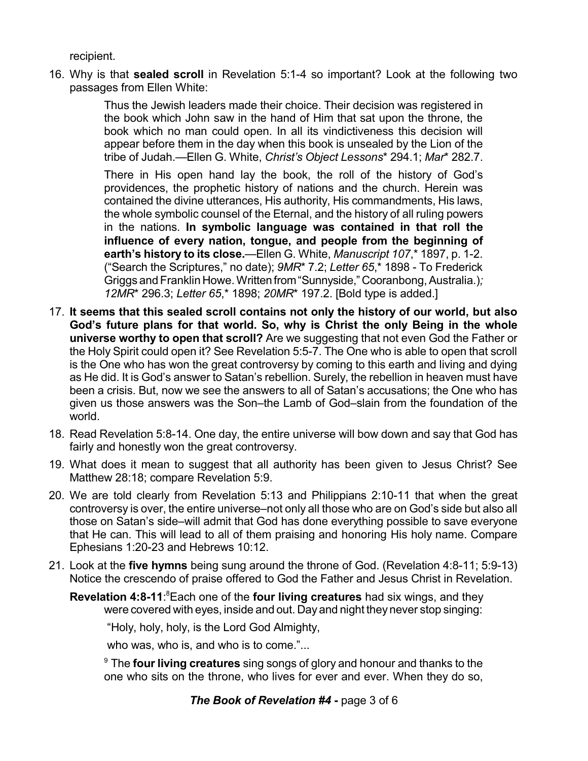recipient.

16. Why is that **sealed scroll** in Revelation 5:1-4 so important? Look at the following two passages from Ellen White:

    > Thus the Jewish leaders made their choice. Their decision was registered in the book which John saw in the hand of Him that sat upon the throne, the book which no man could open. In all its vindictiveness this decision will appear before them in the day when this book is unsealed by the Lion of the tribe of Judah.—Ellen G. White, *Christ's Object Lessons*\* 294.1; *Mar*\* 282.7.
    >
    > There in His open hand lay the book, the roll of the history of God's providences, the prophetic history of nations and the church. Herein was contained the divine utterances, His authority, His commandments, His laws, the whole symbolic counsel of the Eternal, and the history of all ruling powers in the nations. **In symbolic language was contained in that roll the influence of every nation, tongue, and people from the beginning of earth's history to its close.**—Ellen G. White, *Manuscript 107*,\* 1897, p. 1-2. ("Search the Scriptures," no date); *9MR*\* 7.2; *Letter 65*,\* 1898 - To Frederick Griggs and Franklin Howe. Written from "Sunnyside," Cooranbong, Australia.)*;* *12MR*\* 296.3; *Letter 65*,\* 1898; *20MR*\* 197.2. [Bold type is added.]

17. **It seems that this sealed scroll contains not only the history of our world, but also God's future plans for that world. So, why is Christ the only Being in the whole universe worthy to open that scroll?** Are we suggesting that not even God the Father or the Holy Spirit could open it? See Revelation 5:5-7. The One who is able to open that scroll is the One who has won the great controversy by coming to this earth and living and dying as He did. It is God's answer to Satan's rebellion. Surely, the rebellion in heaven must have been a crisis. But, now we see the answers to all of Satan's accusations; the One who has given us those answers was the Son–the Lamb of God–slain from the foundation of the world.

18. Read Revelation 5:8-14. One day, the entire universe will bow down and say that God has fairly and honestly won the great controversy.

19. What does it mean to suggest that all authority has been given to Jesus Christ? See Matthew 28:18; compare Revelation 5:9.

20. We are told clearly from Revelation 5:13 and Philippians 2:10-11 that when the great controversy is over, the entire universe–not only all those who are on God's side but also all those on Satan's side–will admit that God has done everything possible to save everyone that He can. This will lead to all of them praising and honoring His holy name. Compare Ephesians 1:20-23 and Hebrews 10:12.

21. Look at the **five hymns** being sung around the throne of God. (Revelation 4:8-11; 5:9-13) Notice the crescendo of praise offered to God the Father and Jesus Christ in Revelation.

    **Revelation 4:8-11**: [8]Each one of the **four living creatures** had six wings, and they were covered with eyes, inside and out. Day and night they never stop singing:

    > "Holy, holy, holy, is the Lord God Almighty,
    >
    > who was, who is, and who is to come."...

    [9] The **four living creatures** sing songs of glory and honour and thanks to the one who sits on the throne, who lives for ever and ever. When they do so,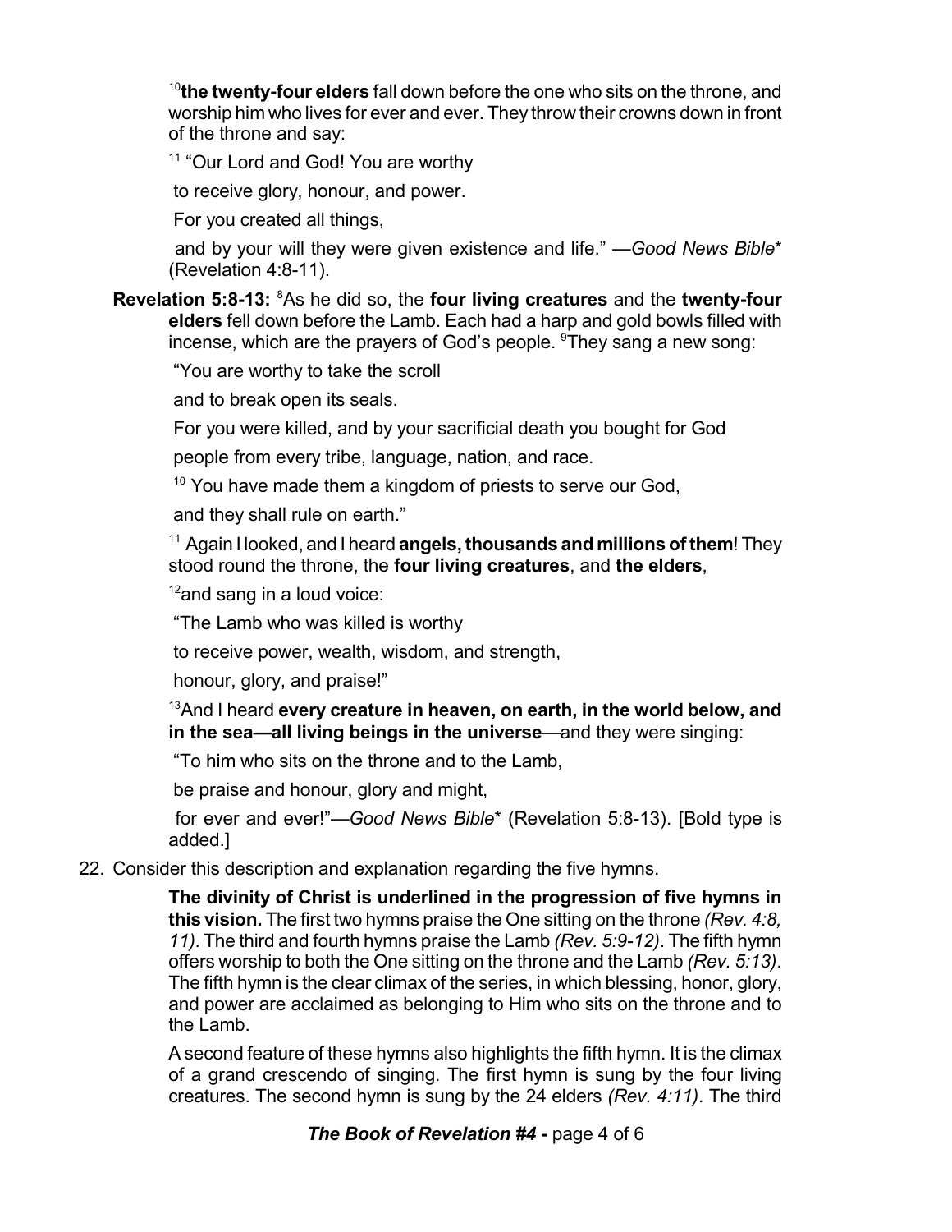[10]**the twenty-four elders** fall down before the one who sits on the throne, and worship him who lives for ever and ever. They throw their crowns down in front of the throne and say:

[11] "Our Lord and God! You are worthy

to receive glory, honour, and power.

For you created all things,

and by your will they were given existence and life." —*Good News Bible*\* (Revelation 4:8-11).

**Revelation 5:8-13:** [8]As he did so, the **four living creatures** and the **twenty-four elders** fell down before the Lamb. Each had a harp and gold bowls filled with incense, which are the prayers of God's people. [9]They sang a new song:

"You are worthy to take the scroll

and to break open its seals.

For you were killed, and by your sacrificial death you bought for God

people from every tribe, language, nation, and race.

[10] You have made them a kingdom of priests to serve our God,

and they shall rule on earth."

[11] Again I looked, and I heard **angels, thousands and millions of them**! They stood round the throne, the **four living creatures**, and **the elders**,

[12]and sang in a loud voice:

"The Lamb who was killed is worthy

to receive power, wealth, wisdom, and strength,

honour, glory, and praise!"

[13]And I heard **every creature in heaven, on earth, in the world below, and in the sea—all living beings in the universe**—and they were singing:

"To him who sits on the throne and to the Lamb,

be praise and honour, glory and might,

for ever and ever!"—*Good News Bible*\* (Revelation 5:8-13). [Bold type is added.]

22. Consider this description and explanation regarding the five hymns.

> **The divinity of Christ is underlined in the progression of five hymns in this vision.** The first two hymns praise the One sitting on the throne *(Rev. 4:8, 11)*. The third and fourth hymns praise the Lamb *(Rev. 5:9-12)*. The fifth hymn offers worship to both the One sitting on the throne and the Lamb *(Rev. 5:13)*. The fifth hymn is the clear climax of the series, in which blessing, honor, glory, and power are acclaimed as belonging to Him who sits on the throne and to the Lamb.
>
> A second feature of these hymns also highlights the fifth hymn. It is the climax of a grand crescendo of singing. The first hymn is sung by the four living creatures. The second hymn is sung by the 24 elders *(Rev. 4:11)*. The third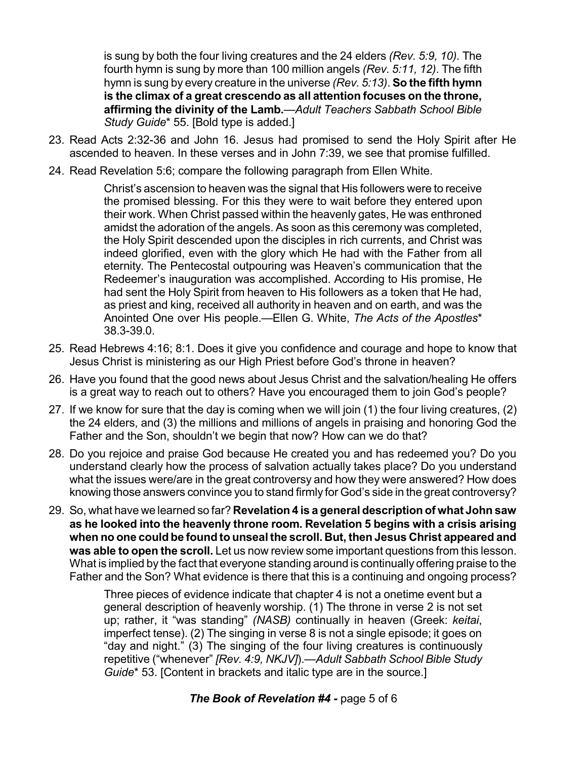is sung by both the four living creatures and the 24 elders *(Rev. 5:9, 10)*. The fourth hymn is sung by more than 100 million angels *(Rev. 5:11, 12)*. The fifth hymn is sung by every creature in the universe *(Rev. 5:13)*. **So the fifth hymn is the climax of a great crescendo as all attention focuses on the throne, affirming the divinity of the Lamb.**—*Adult Teachers Sabbath School Bible Study Guide*\* 55. [Bold type is added.]

23. Read Acts 2:32-36 and John 16. Jesus had promised to send the Holy Spirit after He ascended to heaven. In these verses and in John 7:39, we see that promise fulfilled.
24. Read Revelation 5:6; compare the following paragraph from Ellen White.

> Christ's ascension to heaven was the signal that His followers were to receive the promised blessing. For this they were to wait before they entered upon their work. When Christ passed within the heavenly gates, He was enthroned amidst the adoration of the angels. As soon as this ceremony was completed, the Holy Spirit descended upon the disciples in rich currents, and Christ was indeed glorified, even with the glory which He had with the Father from all eternity. The Pentecostal outpouring was Heaven's communication that the Redeemer's inauguration was accomplished. According to His promise, He had sent the Holy Spirit from heaven to His followers as a token that He had, as priest and king, received all authority in heaven and on earth, and was the Anointed One over His people.—Ellen G. White, *The Acts of the Apostles*\* 38.3-39.0.

25. Read Hebrews 4:16; 8:1. Does it give you confidence and courage and hope to know that Jesus Christ is ministering as our High Priest before God's throne in heaven?
26. Have you found that the good news about Jesus Christ and the salvation/healing He offers is a great way to reach out to others? Have you encouraged them to join God's people?
27. If we know for sure that the day is coming when we will join (1) the four living creatures, (2) the 24 elders, and (3) the millions and millions of angels in praising and honoring God the Father and the Son, shouldn't we begin that now? How can we do that?
28. Do you rejoice and praise God because He created you and has redeemed you? Do you understand clearly how the process of salvation actually takes place? Do you understand what the issues were/are in the great controversy and how they were answered? How does knowing those answers convince you to stand firmly for God's side in the great controversy?
29. So, what have we learned so far? **Revelation 4 is a general description of what John saw as he looked into the heavenly throne room. Revelation 5 begins with a crisis arising when no one could be found to unseal the scroll. But, then Jesus Christ appeared and was able to open the scroll.** Let us now review some important questions from this lesson. What is implied by the fact that everyone standing around is continually offering praise to the Father and the Son? What evidence is there that this is a continuing and ongoing process?

> Three pieces of evidence indicate that chapter 4 is not a onetime event but a general description of heavenly worship. (1) The throne in verse 2 is not set up; rather, it "was standing" *(NASB)* continually in heaven (Greek: *keitai*, imperfect tense). (2) The singing in verse 8 is not a single episode; it goes on "day and night." (3) The singing of the four living creatures is continuously repetitive ("whenever" *[Rev. 4:9, NKJV]*).—*Adult Sabbath School Bible Study Guide*\* 53. [Content in brackets and italic type are in the source.]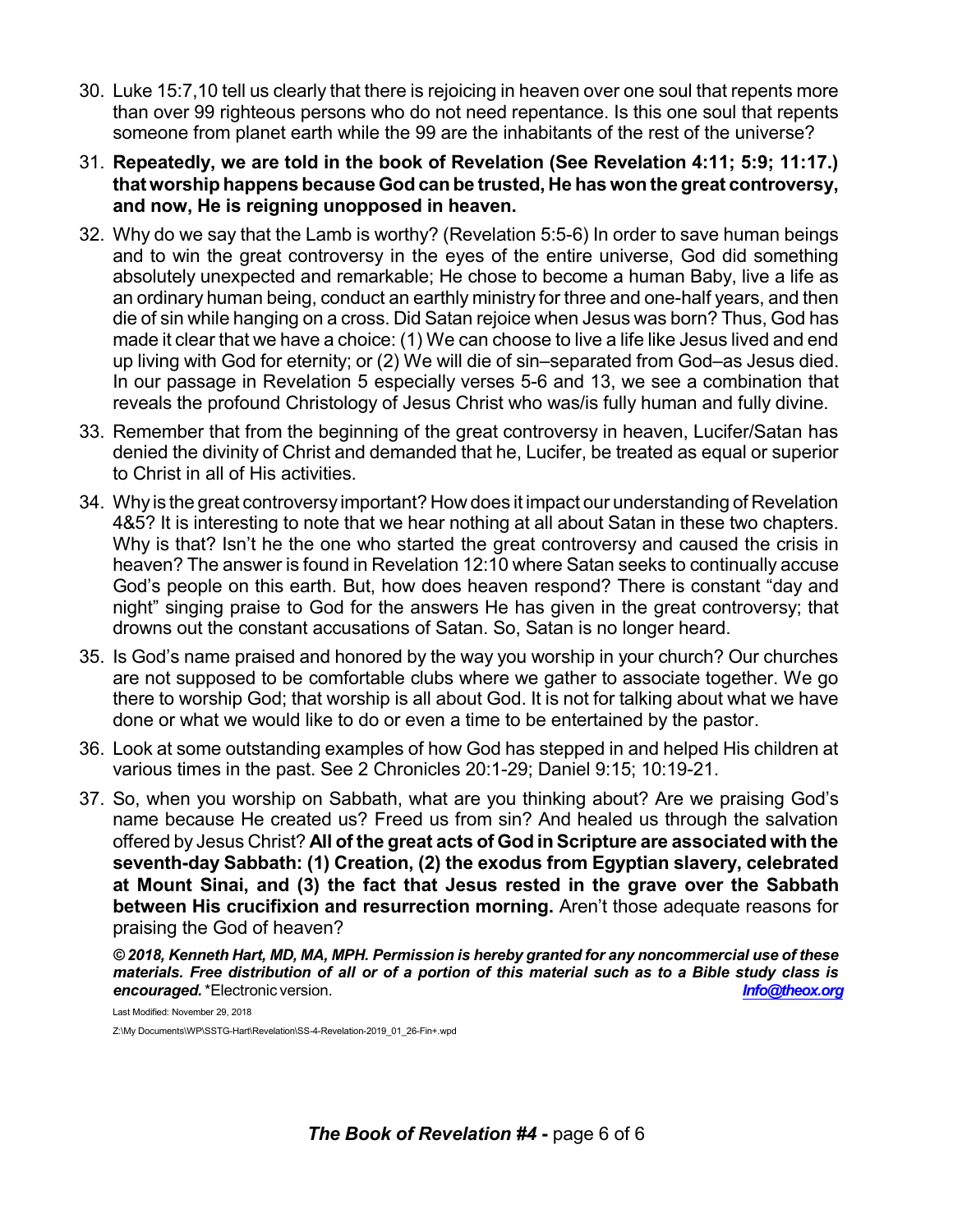30. Luke 15:7,10 tell us clearly that there is rejoicing in heaven over one soul that repents more than over 99 righteous persons who do not need repentance. Is this one soul that repents someone from planet earth while the 99 are the inhabitants of the rest of the universe?

31. **Repeatedly, we are told in the book of Revelation (See Revelation 4:11; 5:9; 11:17.) that worship happens because God can be trusted, He has won the great controversy, and now, He is reigning unopposed in heaven.**

32. Why do we say that the Lamb is worthy? (Revelation 5:5-6) In order to save human beings and to win the great controversy in the eyes of the entire universe, God did something absolutely unexpected and remarkable; He chose to become a human Baby, live a life as an ordinary human being, conduct an earthly ministry for three and one-half years, and then die of sin while hanging on a cross. Did Satan rejoice when Jesus was born? Thus, God has made it clear that we have a choice: (1) We can choose to live a life like Jesus lived and end up living with God for eternity; or (2) We will die of sin–separated from God–as Jesus died. In our passage in Revelation 5 especially verses 5-6 and 13, we see a combination that reveals the profound Christology of Jesus Christ who was/is fully human and fully divine.

33. Remember that from the beginning of the great controversy in heaven, Lucifer/Satan has denied the divinity of Christ and demanded that he, Lucifer, be treated as equal or superior to Christ in all of His activities.

34. Why is the great controversy important? How does it impact our understanding of Revelation 4&5? It is interesting to note that we hear nothing at all about Satan in these two chapters. Why is that? Isn't he the one who started the great controversy and caused the crisis in heaven? The answer is found in Revelation 12:10 where Satan seeks to continually accuse God's people on this earth. But, how does heaven respond? There is constant "day and night" singing praise to God for the answers He has given in the great controversy; that drowns out the constant accusations of Satan. So, Satan is no longer heard.

35. Is God's name praised and honored by the way you worship in your church? Our churches are not supposed to be comfortable clubs where we gather to associate together. We go there to worship God; that worship is all about God. It is not for talking about what we have done or what we would like to do or even a time to be entertained by the pastor.

36. Look at some outstanding examples of how God has stepped in and helped His children at various times in the past. See 2 Chronicles 20:1-29; Daniel 9:15; 10:19-21.

37. So, when you worship on Sabbath, what are you thinking about? Are we praising God's name because He created us? Freed us from sin? And healed us through the salvation offered by Jesus Christ? **All of the great acts of God in Scripture are associated with the seventh-day Sabbath: (1) Creation, (2) the exodus from Egyptian slavery, celebrated at Mount Sinai, and (3) the fact that Jesus rested in the grave over the Sabbath between His crucifixion and resurrection morning.** Aren't those adequate reasons for praising the God of heaven?

***© 2018, Kenneth Hart, MD, MA, MPH. Permission is hereby granted for any noncommercial use of these materials. Free distribution of all or of a portion of this material such as to a Bible study class is encouraged.*** *Electronic version. ***Info@theox.org***

Last Modified: November 29, 2018

Z:\My Documents\WP\SSTG-Hart\Revelation\SS-4-Revelation-2019_01_26-Fin+.wpd